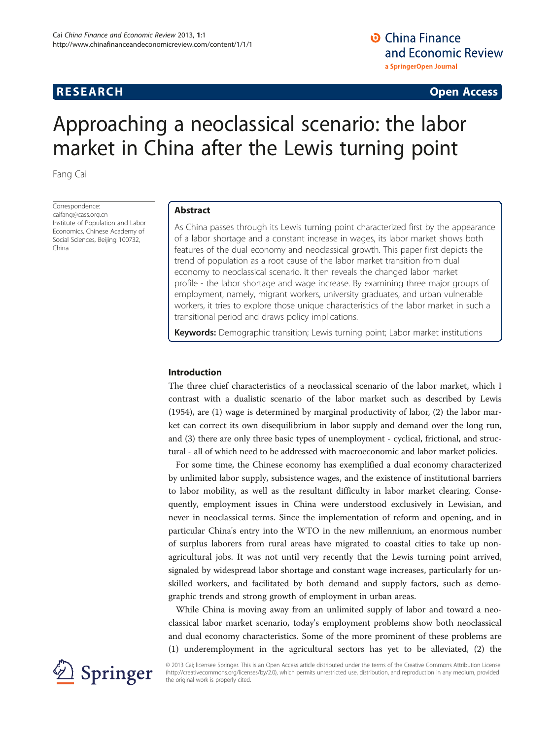**RESEARCH** **Open Access**

# Approaching a neoclassical scenario: the labor market in China after the Lewis turning point

Fang Cai

Correspondence:
caifang@cass.org.cn
Institute of Population and Labor Economics, Chinese Academy of Social Sciences, Beijing 100732, China

## Abstract

As China passes through its Lewis turning point characterized first by the appearance of a labor shortage and a constant increase in wages, its labor market shows both features of the dual economy and neoclassical growth. This paper first depicts the trend of population as a root cause of the labor market transition from dual economy to neoclassical scenario. It then reveals the changed labor market profile - the labor shortage and wage increase. By examining three major groups of employment, namely, migrant workers, university graduates, and urban vulnerable workers, it tries to explore those unique characteristics of the labor market in such a transitional period and draws policy implications.

**Keywords:** Demographic transition; Lewis turning point; Labor market institutions

## Introduction

The three chief characteristics of a neoclassical scenario of the labor market, which I contrast with a dualistic scenario of the labor market such as described by Lewis (1954), are (1) wage is determined by marginal productivity of labor, (2) the labor market can correct its own disequilibrium in labor supply and demand over the long run, and (3) there are only three basic types of unemployment - cyclical, frictional, and structural - all of which need to be addressed with macroeconomic and labor market policies.

For some time, the Chinese economy has exemplified a dual economy characterized by unlimited labor supply, subsistence wages, and the existence of institutional barriers to labor mobility, as well as the resultant difficulty in labor market clearing. Consequently, employment issues in China were understood exclusively in Lewisian, and never in neoclassical terms. Since the implementation of reform and opening, and in particular China's entry into the WTO in the new millennium, an enormous number of surplus laborers from rural areas have migrated to coastal cities to take up non-agricultural jobs. It was not until very recently that the Lewis turning point arrived, signaled by widespread labor shortage and constant wage increases, particularly for unskilled workers, and facilitated by both demand and supply factors, such as demographic trends and strong growth of employment in urban areas.

While China is moving away from an unlimited supply of labor and toward a neoclassical labor market scenario, today's employment problems show both neoclassical and dual economy characteristics. Some of the more prominent of these problems are (1) underemployment in the agricultural sectors has yet to be alleviated, (2) the

© 2013 Cai; licensee Springer. This is an Open Access article distributed under the terms of the Creative Commons Attribution License (http://creativecommons.org/licenses/by/2.0), which permits unrestricted use, distribution, and reproduction in any medium, provided the original work is properly cited.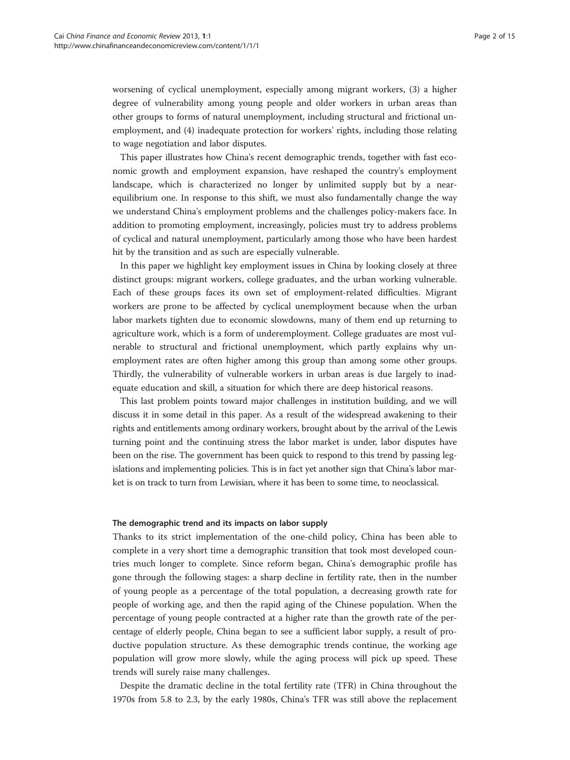worsening of cyclical unemployment, especially among migrant workers, (3) a higher degree of vulnerability among young people and older workers in urban areas than other groups to forms of natural unemployment, including structural and frictional unemployment, and (4) inadequate protection for workers' rights, including those relating to wage negotiation and labor disputes.

This paper illustrates how China's recent demographic trends, together with fast economic growth and employment expansion, have reshaped the country's employment landscape, which is characterized no longer by unlimited supply but by a near-equilibrium one. In response to this shift, we must also fundamentally change the way we understand China's employment problems and the challenges policy-makers face. In addition to promoting employment, increasingly, policies must try to address problems of cyclical and natural unemployment, particularly among those who have been hardest hit by the transition and as such are especially vulnerable.

In this paper we highlight key employment issues in China by looking closely at three distinct groups: migrant workers, college graduates, and the urban working vulnerable. Each of these groups faces its own set of employment-related difficulties. Migrant workers are prone to be affected by cyclical unemployment because when the urban labor markets tighten due to economic slowdowns, many of them end up returning to agriculture work, which is a form of underemployment. College graduates are most vulnerable to structural and frictional unemployment, which partly explains why unemployment rates are often higher among this group than among some other groups. Thirdly, the vulnerability of vulnerable workers in urban areas is due largely to inadequate education and skill, a situation for which there are deep historical reasons.

This last problem points toward major challenges in institution building, and we will discuss it in some detail in this paper. As a result of the widespread awakening to their rights and entitlements among ordinary workers, brought about by the arrival of the Lewis turning point and the continuing stress the labor market is under, labor disputes have been on the rise. The government has been quick to respond to this trend by passing legislations and implementing policies. This is in fact yet another sign that China's labor market is on track to turn from Lewisian, where it has been to some time, to neoclassical.

### The demographic trend and its impacts on labor supply

Thanks to its strict implementation of the one-child policy, China has been able to complete in a very short time a demographic transition that took most developed countries much longer to complete. Since reform began, China's demographic profile has gone through the following stages: a sharp decline in fertility rate, then in the number of young people as a percentage of the total population, a decreasing growth rate for people of working age, and then the rapid aging of the Chinese population. When the percentage of young people contracted at a higher rate than the growth rate of the percentage of elderly people, China began to see a sufficient labor supply, a result of productive population structure. As these demographic trends continue, the working age population will grow more slowly, while the aging process will pick up speed. These trends will surely raise many challenges.

Despite the dramatic decline in the total fertility rate (TFR) in China throughout the 1970s from 5.8 to 2.3, by the early 1980s, China's TFR was still above the replacement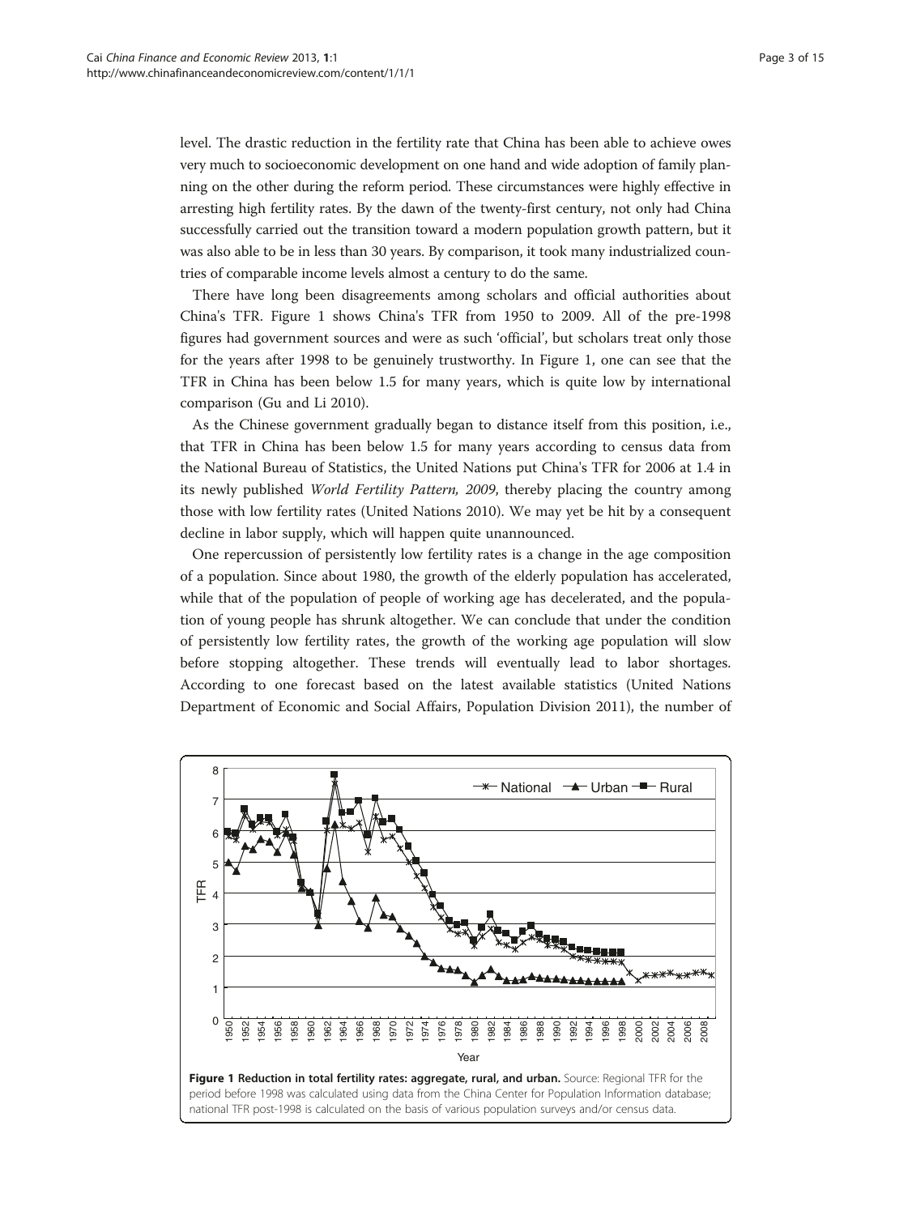level. The drastic reduction in the fertility rate that China has been able to achieve owes very much to socioeconomic development on one hand and wide adoption of family planning on the other during the reform period. These circumstances were highly effective in arresting high fertility rates. By the dawn of the twenty-first century, not only had China successfully carried out the transition toward a modern population growth pattern, but it was also able to be in less than 30 years. By comparison, it took many industrialized countries of comparable income levels almost a century to do the same.

There have long been disagreements among scholars and official authorities about China's TFR. Figure 1 shows China's TFR from 1950 to 2009. All of the pre-1998 figures had government sources and were as such 'official', but scholars treat only those for the years after 1998 to be genuinely trustworthy. In Figure 1, one can see that the TFR in China has been below 1.5 for many years, which is quite low by international comparison (Gu and Li 2010).

As the Chinese government gradually began to distance itself from this position, i.e., that TFR in China has been below 1.5 for many years according to census data from the National Bureau of Statistics, the United Nations put China's TFR for 2006 at 1.4 in its newly published *World Fertility Pattern, 2009*, thereby placing the country among those with low fertility rates (United Nations 2010). We may yet be hit by a consequent decline in labor supply, which will happen quite unannounced.

One repercussion of persistently low fertility rates is a change in the age composition of a population. Since about 1980, the growth of the elderly population has accelerated, while that of the population of people of working age has decelerated, and the population of young people has shrunk altogether. We can conclude that under the condition of persistently low fertility rates, the growth of the working age population will slow before stopping altogether. These trends will eventually lead to labor shortages. According to one forecast based on the latest available statistics (United Nations Department of Economic and Social Affairs, Population Division 2011), the number of

**Figure 1 Reduction in total fertility rates: aggregate, rural, and urban.** Source: Regional TFR for the period before 1998 was calculated using data from the China Center for Population Information database; national TFR post-1998 is calculated on the basis of various population surveys and/or census data.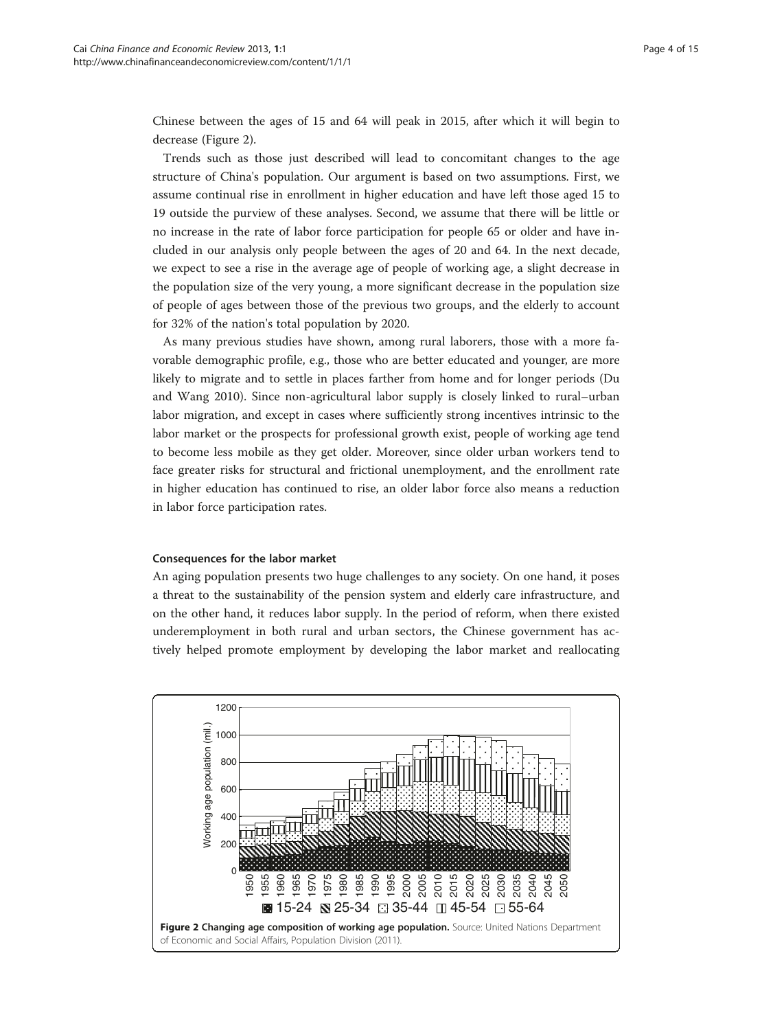Chinese between the ages of 15 and 64 will peak in 2015, after which it will begin to decrease (Figure 2).

Trends such as those just described will lead to concomitant changes to the age structure of China's population. Our argument is based on two assumptions. First, we assume continual rise in enrollment in higher education and have left those aged 15 to 19 outside the purview of these analyses. Second, we assume that there will be little or no increase in the rate of labor force participation for people 65 or older and have included in our analysis only people between the ages of 20 and 64. In the next decade, we expect to see a rise in the average age of people of working age, a slight decrease in the population size of the very young, a more significant decrease in the population size of people of ages between those of the previous two groups, and the elderly to account for 32% of the nation's total population by 2020.

As many previous studies have shown, among rural laborers, those with a more favorable demographic profile, e.g., those who are better educated and younger, are more likely to migrate and to settle in places farther from home and for longer periods (Du and Wang 2010). Since non-agricultural labor supply is closely linked to rural–urban labor migration, and except in cases where sufficiently strong incentives intrinsic to the labor market or the prospects for professional growth exist, people of working age tend to become less mobile as they get older. Moreover, since older urban workers tend to face greater risks for structural and frictional unemployment, and the enrollment rate in higher education has continued to rise, an older labor force also means a reduction in labor force participation rates.

#### Consequences for the labor market

An aging population presents two huge challenges to any society. On one hand, it poses a threat to the sustainability of the pension system and elderly care infrastructure, and on the other hand, it reduces labor supply. In the period of reform, when there existed underemployment in both rural and urban sectors, the Chinese government has actively helped promote employment by developing the labor market and reallocating

Working age population (mil.)
0
200
400
600
800
1000
1200
1950 1955 1960 1965 1970 1975 1980 1985 1990 1995 2000 2005 2010 2015 2020 2025 2030 2035 2040 2045 2050
15-24 25-34 35-44 45-54 55-64

**Figure 2 Changing age composition of working age population.** Source: United Nations Department of Economic and Social Affairs, Population Division (2011).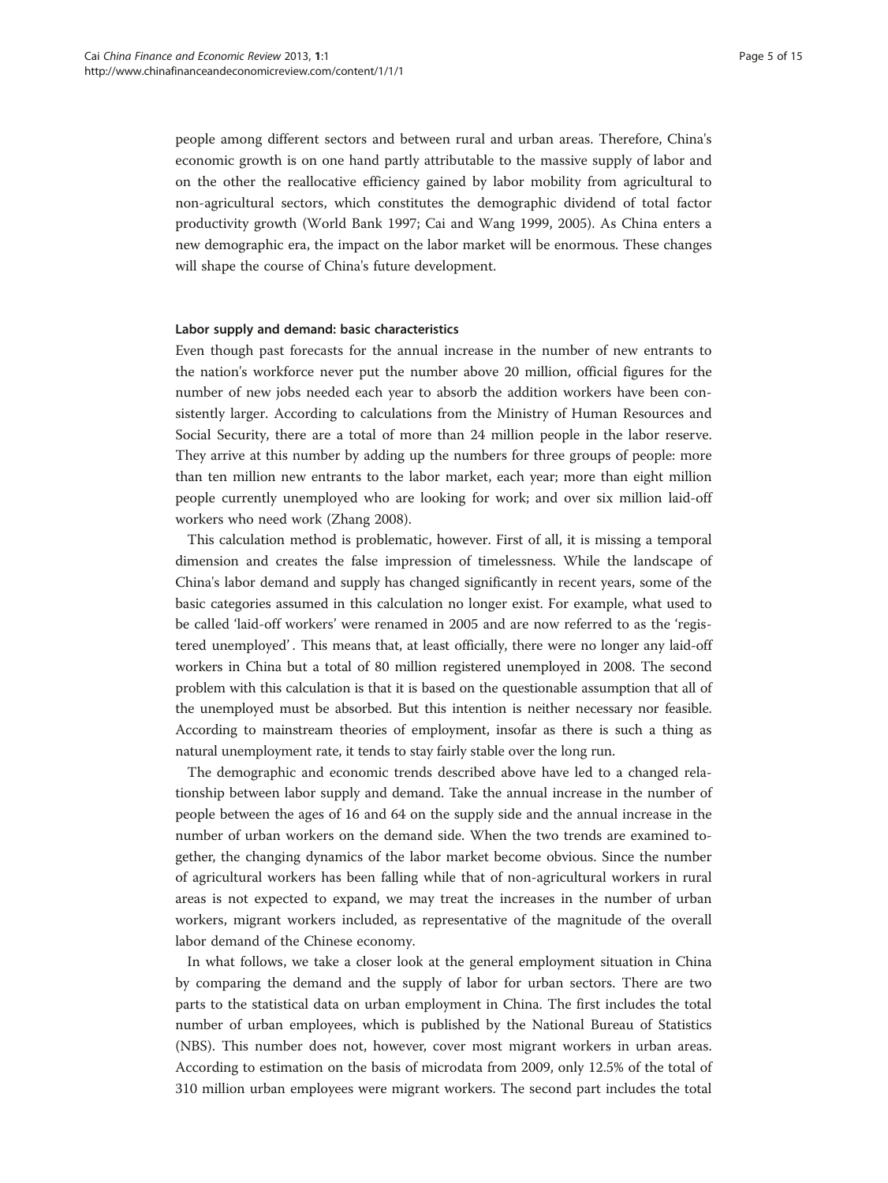people among different sectors and between rural and urban areas. Therefore, China's economic growth is on one hand partly attributable to the massive supply of labor and on the other the reallocative efficiency gained by labor mobility from agricultural to non-agricultural sectors, which constitutes the demographic dividend of total factor productivity growth (World Bank 1997; Cai and Wang 1999, 2005). As China enters a new demographic era, the impact on the labor market will be enormous. These changes will shape the course of China's future development.

#### Labor supply and demand: basic characteristics

Even though past forecasts for the annual increase in the number of new entrants to the nation's workforce never put the number above 20 million, official figures for the number of new jobs needed each year to absorb the addition workers have been consistently larger. According to calculations from the Ministry of Human Resources and Social Security, there are a total of more than 24 million people in the labor reserve. They arrive at this number by adding up the numbers for three groups of people: more than ten million new entrants to the labor market, each year; more than eight million people currently unemployed who are looking for work; and over six million laid-off workers who need work (Zhang 2008).

This calculation method is problematic, however. First of all, it is missing a temporal dimension and creates the false impression of timelessness. While the landscape of China's labor demand and supply has changed significantly in recent years, some of the basic categories assumed in this calculation no longer exist. For example, what used to be called 'laid-off workers' were renamed in 2005 and are now referred to as the 'registered unemployed'. This means that, at least officially, there were no longer any laid-off workers in China but a total of 80 million registered unemployed in 2008. The second problem with this calculation is that it is based on the questionable assumption that all of the unemployed must be absorbed. But this intention is neither necessary nor feasible. According to mainstream theories of employment, insofar as there is such a thing as natural unemployment rate, it tends to stay fairly stable over the long run.

The demographic and economic trends described above have led to a changed relationship between labor supply and demand. Take the annual increase in the number of people between the ages of 16 and 64 on the supply side and the annual increase in the number of urban workers on the demand side. When the two trends are examined together, the changing dynamics of the labor market become obvious. Since the number of agricultural workers has been falling while that of non-agricultural workers in rural areas is not expected to expand, we may treat the increases in the number of urban workers, migrant workers included, as representative of the magnitude of the overall labor demand of the Chinese economy.

In what follows, we take a closer look at the general employment situation in China by comparing the demand and the supply of labor for urban sectors. There are two parts to the statistical data on urban employment in China. The first includes the total number of urban employees, which is published by the National Bureau of Statistics (NBS). This number does not, however, cover most migrant workers in urban areas. According to estimation on the basis of microdata from 2009, only 12.5% of the total of 310 million urban employees were migrant workers. The second part includes the total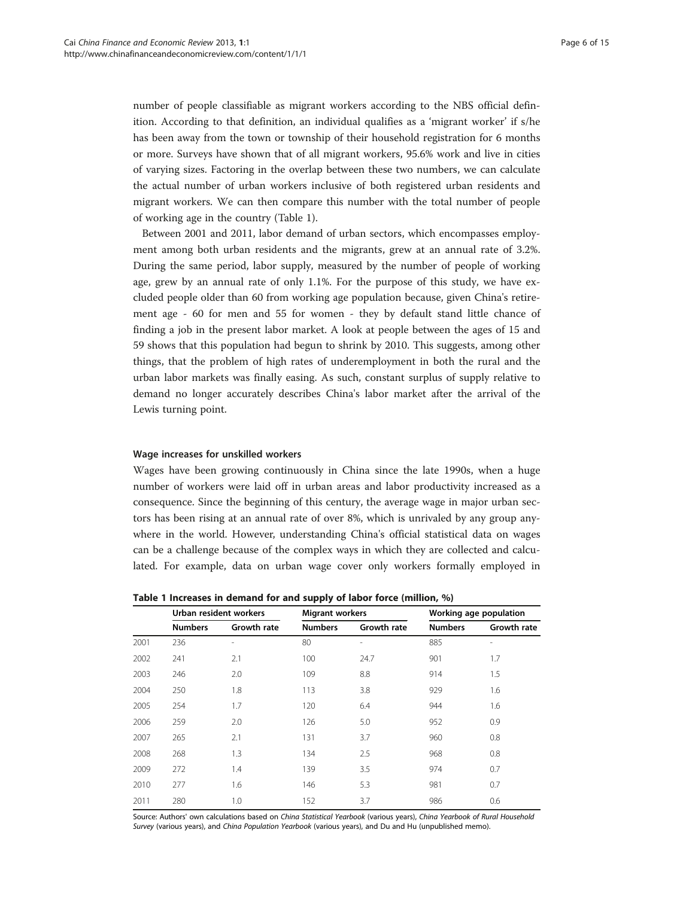number of people classifiable as migrant workers according to the NBS official definition. According to that definition, an individual qualifies as a 'migrant worker' if s/he has been away from the town or township of their household registration for 6 months or more. Surveys have shown that of all migrant workers, 95.6% work and live in cities of varying sizes. Factoring in the overlap between these two numbers, we can calculate the actual number of urban workers inclusive of both registered urban residents and migrant workers. We can then compare this number with the total number of people of working age in the country (Table 1).

Between 2001 and 2011, labor demand of urban sectors, which encompasses employment among both urban residents and the migrants, grew at an annual rate of 3.2%. During the same period, labor supply, measured by the number of people of working age, grew by an annual rate of only 1.1%. For the purpose of this study, we have excluded people older than 60 from working age population because, given China's retirement age - 60 for men and 55 for women - they by default stand little chance of finding a job in the present labor market. A look at people between the ages of 15 and 59 shows that this population had begun to shrink by 2010. This suggests, among other things, that the problem of high rates of underemployment in both the rural and the urban labor markets was finally easing. As such, constant surplus of supply relative to demand no longer accurately describes China's labor market after the arrival of the Lewis turning point.

#### Wage increases for unskilled workers

Wages have been growing continuously in China since the late 1990s, when a huge number of workers were laid off in urban areas and labor productivity increased as a consequence. Since the beginning of this century, the average wage in major urban sectors has been rising at an annual rate of over 8%, which is unrivaled by any group anywhere in the world. However, understanding China's official statistical data on wages can be a challenge because of the complex ways in which they are collected and calculated. For example, data on urban wage cover only workers formally employed in

**Table 1 Increases in demand for and supply of labor force (million, %)**

| | Urban resident workers | | Migrant workers | | Working age population | |
|---|---|---|---|---|---|---|
| | Numbers | Growth rate | Numbers | Growth rate | Numbers | Growth rate |
| 2001 | 236 | - | 80 | - | 885 | - |
| 2002 | 241 | 2.1 | 100 | 24.7 | 901 | 1.7 |
| 2003 | 246 | 2.0 | 109 | 8.8 | 914 | 1.5 |
| 2004 | 250 | 1.8 | 113 | 3.8 | 929 | 1.6 |
| 2005 | 254 | 1.7 | 120 | 6.4 | 944 | 1.6 |
| 2006 | 259 | 2.0 | 126 | 5.0 | 952 | 0.9 |
| 2007 | 265 | 2.1 | 131 | 3.7 | 960 | 0.8 |
| 2008 | 268 | 1.3 | 134 | 2.5 | 968 | 0.8 |
| 2009 | 272 | 1.4 | 139 | 3.5 | 974 | 0.7 |
| 2010 | 277 | 1.6 | 146 | 5.3 | 981 | 0.7 |
| 2011 | 280 | 1.0 | 152 | 3.7 | 986 | 0.6 |

Source: Authors' own calculations based on *China Statistical Yearbook* (various years), *China Yearbook of Rural Household Survey* (various years), and *China Population Yearbook* (various years), and Du and Hu (unpublished memo).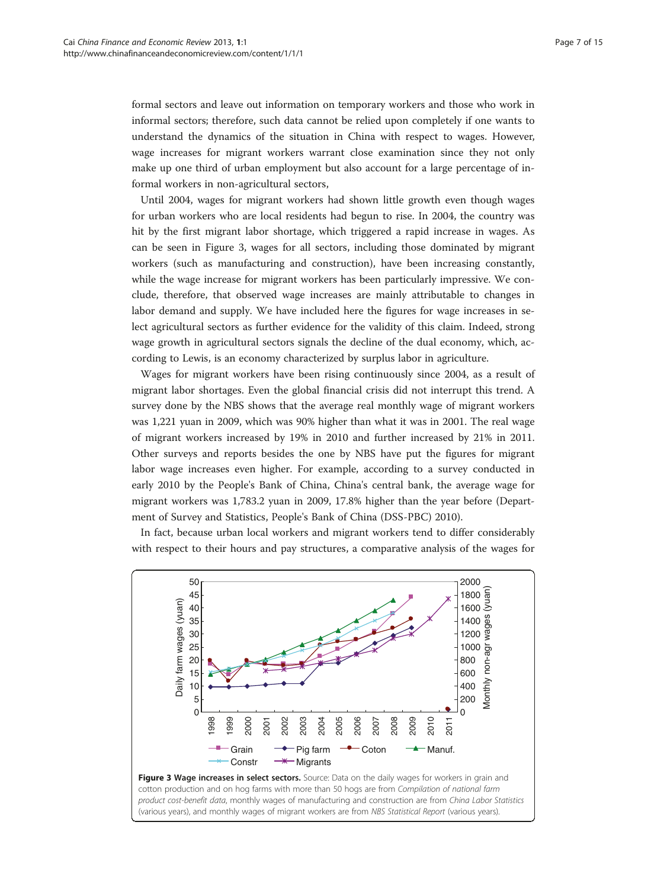formal sectors and leave out information on temporary workers and those who work in informal sectors; therefore, such data cannot be relied upon completely if one wants to understand the dynamics of the situation in China with respect to wages. However, wage increases for migrant workers warrant close examination since they not only make up one third of urban employment but also account for a large percentage of informal workers in non-agricultural sectors,

Until 2004, wages for migrant workers had shown little growth even though wages for urban workers who are local residents had begun to rise. In 2004, the country was hit by the first migrant labor shortage, which triggered a rapid increase in wages. As can be seen in Figure 3, wages for all sectors, including those dominated by migrant workers (such as manufacturing and construction), have been increasing constantly, while the wage increase for migrant workers has been particularly impressive. We conclude, therefore, that observed wage increases are mainly attributable to changes in labor demand and supply. We have included here the figures for wage increases in select agricultural sectors as further evidence for the validity of this claim. Indeed, strong wage growth in agricultural sectors signals the decline of the dual economy, which, according to Lewis, is an economy characterized by surplus labor in agriculture.

Wages for migrant workers have been rising continuously since 2004, as a result of migrant labor shortages. Even the global financial crisis did not interrupt this trend. A survey done by the NBS shows that the average real monthly wage of migrant workers was 1,221 yuan in 2009, which was 90% higher than what it was in 2001. The real wage of migrant workers increased by 19% in 2010 and further increased by 21% in 2011. Other surveys and reports besides the one by NBS have put the figures for migrant labor wage increases even higher. For example, according to a survey conducted in early 2010 by the People's Bank of China, China's central bank, the average wage for migrant workers was 1,783.2 yuan in 2009, 17.8% higher than the year before (Department of Survey and Statistics, People's Bank of China (DSS-PBC) 2010).

In fact, because urban local workers and migrant workers tend to differ considerably with respect to their hours and pay structures, a comparative analysis of the wages for

**Figure 3 Wage increases in select sectors.** Source: Data on the daily wages for workers in grain and cotton production and on hog farms with more than 50 hogs are from *Compilation of national farm product cost-benefit data*, monthly wages of manufacturing and construction are from *China Labor Statistics* (various years), and monthly wages of migrant workers are from *NBS Statistical Report* (various years).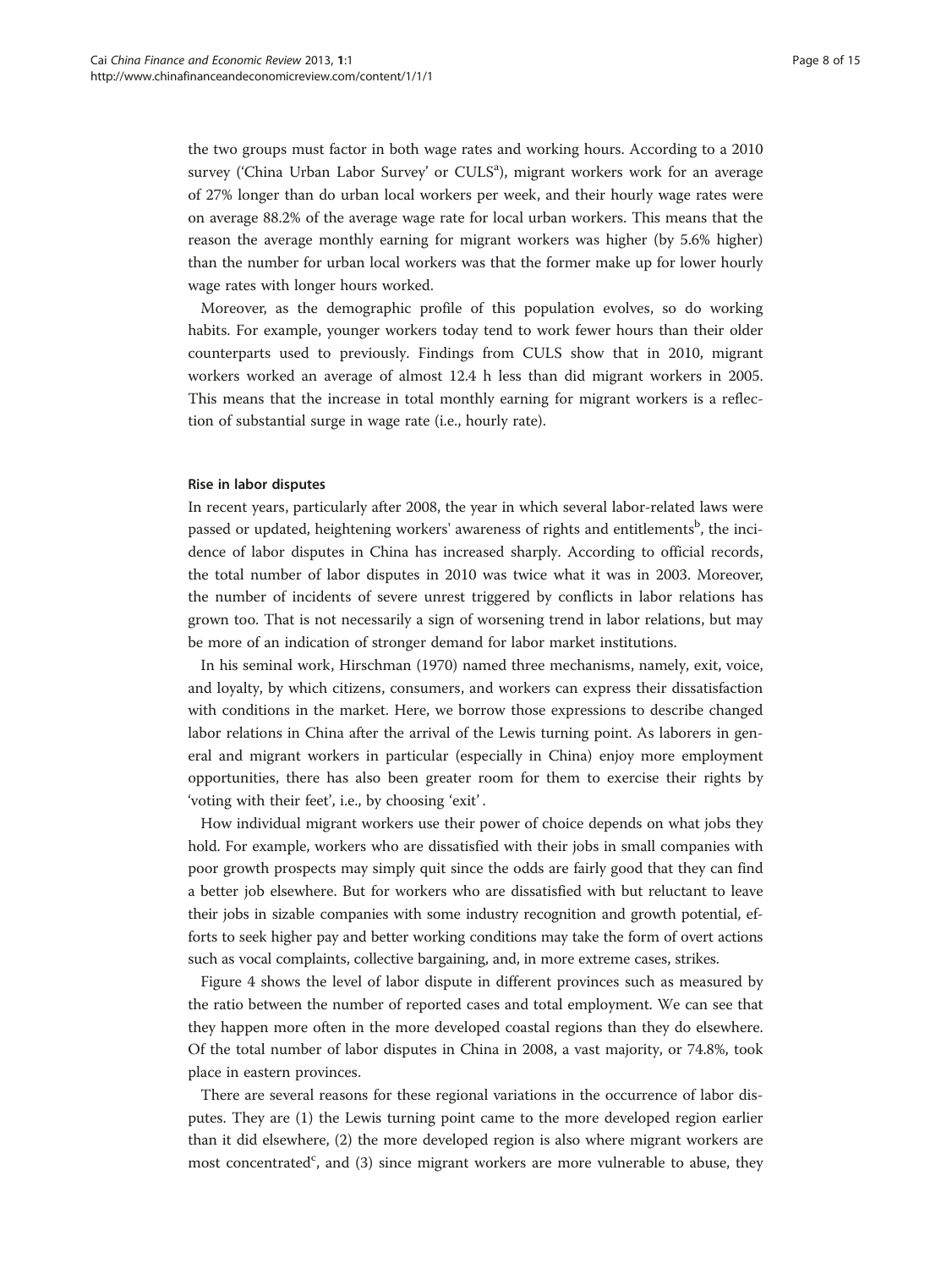the two groups must factor in both wage rates and working hours. According to a 2010 survey ('China Urban Labor Survey' or CULS[a]), migrant workers work for an average of 27% longer than do urban local workers per week, and their hourly wage rates were on average 88.2% of the average wage rate for local urban workers. This means that the reason the average monthly earning for migrant workers was higher (by 5.6% higher) than the number for urban local workers was that the former make up for lower hourly wage rates with longer hours worked.

Moreover, as the demographic profile of this population evolves, so do working habits. For example, younger workers today tend to work fewer hours than their older counterparts used to previously. Findings from CULS show that in 2010, migrant workers worked an average of almost 12.4 h less than did migrant workers in 2005. This means that the increase in total monthly earning for migrant workers is a reflection of substantial surge in wage rate (i.e., hourly rate).

#### Rise in labor disputes

In recent years, particularly after 2008, the year in which several labor-related laws were passed or updated, heightening workers' awareness of rights and entitlements[b], the incidence of labor disputes in China has increased sharply. According to official records, the total number of labor disputes in 2010 was twice what it was in 2003. Moreover, the number of incidents of severe unrest triggered by conflicts in labor relations has grown too. That is not necessarily a sign of worsening trend in labor relations, but may be more of an indication of stronger demand for labor market institutions.

In his seminal work, Hirschman (1970) named three mechanisms, namely, exit, voice, and loyalty, by which citizens, consumers, and workers can express their dissatisfaction with conditions in the market. Here, we borrow those expressions to describe changed labor relations in China after the arrival of the Lewis turning point. As laborers in general and migrant workers in particular (especially in China) enjoy more employment opportunities, there has also been greater room for them to exercise their rights by 'voting with their feet', i.e., by choosing 'exit'.

How individual migrant workers use their power of choice depends on what jobs they hold. For example, workers who are dissatisfied with their jobs in small companies with poor growth prospects may simply quit since the odds are fairly good that they can find a better job elsewhere. But for workers who are dissatisfied with but reluctant to leave their jobs in sizable companies with some industry recognition and growth potential, efforts to seek higher pay and better working conditions may take the form of overt actions such as vocal complaints, collective bargaining, and, in more extreme cases, strikes.

Figure 4 shows the level of labor dispute in different provinces such as measured by the ratio between the number of reported cases and total employment. We can see that they happen more often in the more developed coastal regions than they do elsewhere. Of the total number of labor disputes in China in 2008, a vast majority, or 74.8%, took place in eastern provinces.

There are several reasons for these regional variations in the occurrence of labor disputes. They are (1) the Lewis turning point came to the more developed region earlier than it did elsewhere, (2) the more developed region is also where migrant workers are most concentrated[c], and (3) since migrant workers are more vulnerable to abuse, they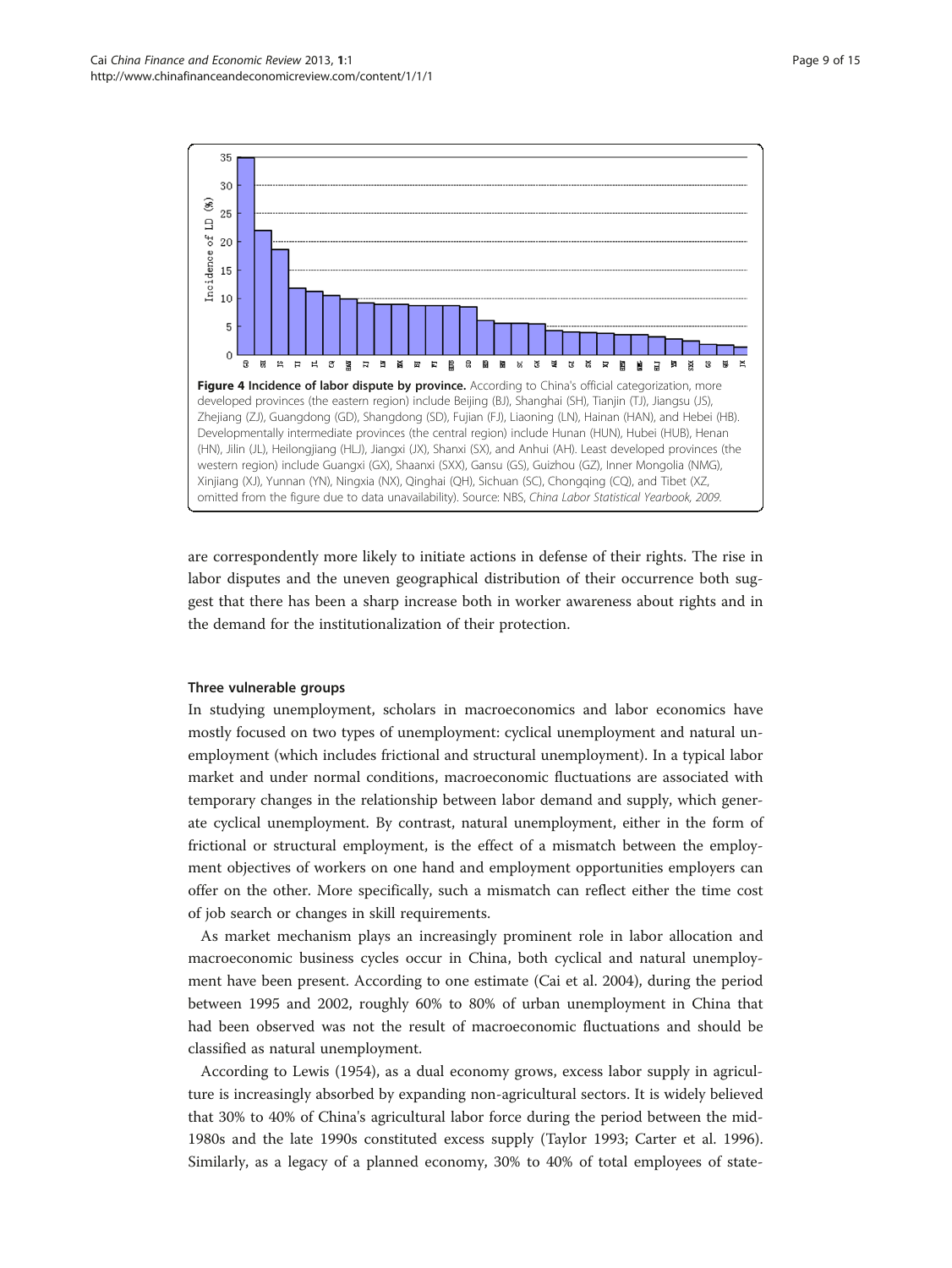35
30
25
20
15
10
5
0

Incidence of LD (%)

GD SH JS TJ ZJ CQ HAN LN SD BJ FJ HUB HB NMG XJ SC GX HN GZ SX AH JL HUN HLJ YN SXX GS QH JX

**Figure 4 Incidence of labor dispute by province.** According to China's official categorization, more developed provinces (the eastern region) include Beijing (BJ), Shanghai (SH), Tianjin (TJ), Jiangsu (JS), Zhejiang (ZJ), Guangdong (GD), Shangdong (SD), Fujian (FJ), Liaoning (LN), Hainan (HAN), and Hebei (HB). Developmentally intermediate provinces (the central region) include Hunan (HUN), Hubei (HUB), Henan (HN), Jilin (JL), Heilongjiang (HLJ), Jiangxi (JX), Shanxi (SX), and Anhui (AH). Least developed provinces (the western region) include Guangxi (GX), Shaanxi (SXX), Gansu (GS), Guizhou (GZ), Inner Mongolia (NMG), Xinjiang (XJ), Yunnan (YN), Ningxia (NX), Qinghai (QH), Sichuan (SC), Chongqing (CQ), and Tibet (XZ, omitted from the figure due to data unavailability). Source: NBS, *China Labor Statistical Yearbook, 2009*.

are correspondently more likely to initiate actions in defense of their rights. The rise in labor disputes and the uneven geographical distribution of their occurrence both suggest that there has been a sharp increase both in worker awareness about rights and in the demand for the institutionalization of their protection.

### Three vulnerable groups

In studying unemployment, scholars in macroeconomics and labor economics have mostly focused on two types of unemployment: cyclical unemployment and natural unemployment (which includes frictional and structural unemployment). In a typical labor market and under normal conditions, macroeconomic fluctuations are associated with temporary changes in the relationship between labor demand and supply, which generate cyclical unemployment. By contrast, natural unemployment, either in the form of frictional or structural employment, is the effect of a mismatch between the employment objectives of workers on one hand and employment opportunities employers can offer on the other. More specifically, such a mismatch can reflect either the time cost of job search or changes in skill requirements.

As market mechanism plays an increasingly prominent role in labor allocation and macroeconomic business cycles occur in China, both cyclical and natural unemployment have been present. According to one estimate (Cai et al. 2004), during the period between 1995 and 2002, roughly 60% to 80% of urban unemployment in China that had been observed was not the result of macroeconomic fluctuations and should be classified as natural unemployment.

According to Lewis (1954), as a dual economy grows, excess labor supply in agriculture is increasingly absorbed by expanding non-agricultural sectors. It is widely believed that 30% to 40% of China's agricultural labor force during the period between the mid-1980s and the late 1990s constituted excess supply (Taylor 1993; Carter et al. 1996). Similarly, as a legacy of a planned economy, 30% to 40% of total employees of state-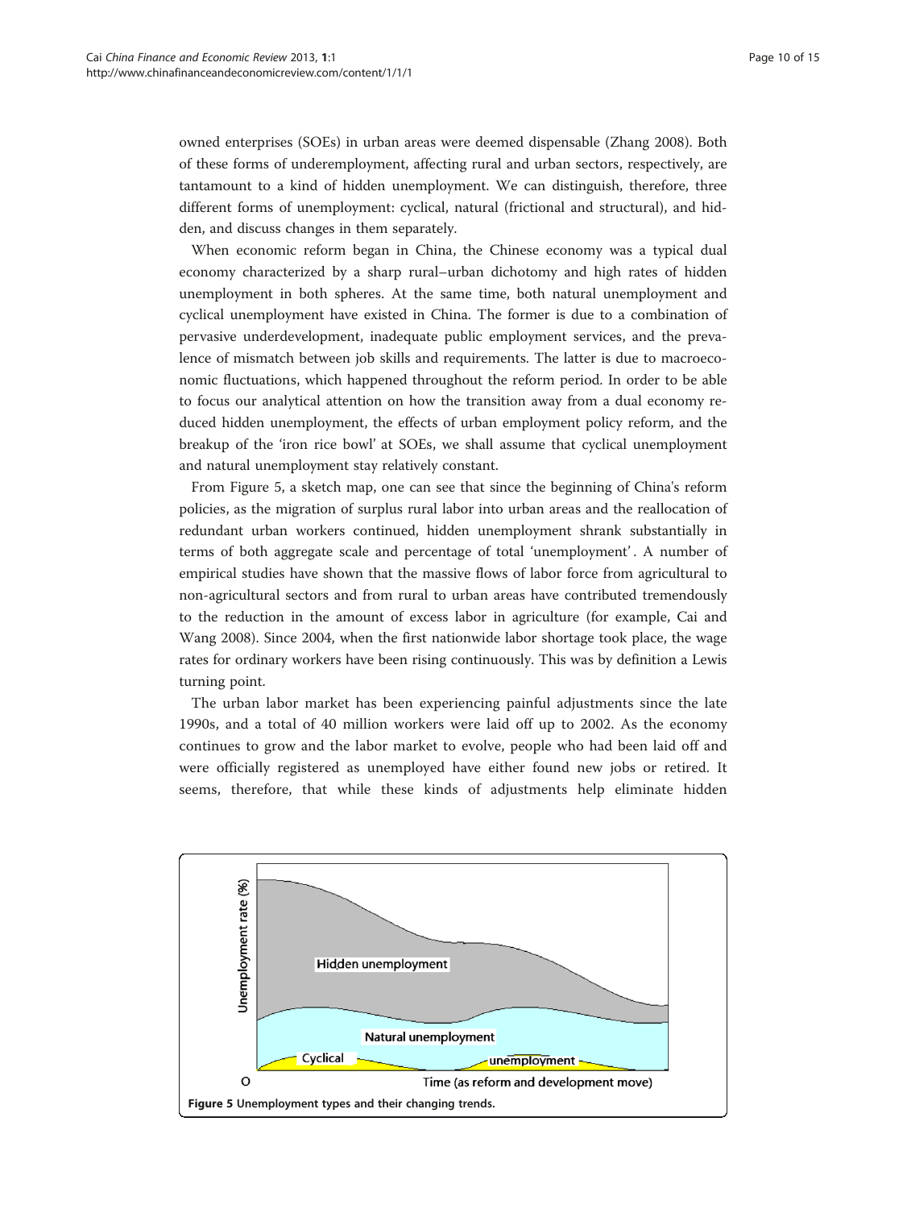owned enterprises (SOEs) in urban areas were deemed dispensable (Zhang 2008). Both of these forms of underemployment, affecting rural and urban sectors, respectively, are tantamount to a kind of hidden unemployment. We can distinguish, therefore, three different forms of unemployment: cyclical, natural (frictional and structural), and hidden, and discuss changes in them separately.

When economic reform began in China, the Chinese economy was a typical dual economy characterized by a sharp rural–urban dichotomy and high rates of hidden unemployment in both spheres. At the same time, both natural unemployment and cyclical unemployment have existed in China. The former is due to a combination of pervasive underdevelopment, inadequate public employment services, and the prevalence of mismatch between job skills and requirements. The latter is due to macroeconomic fluctuations, which happened throughout the reform period. In order to be able to focus our analytical attention on how the transition away from a dual economy reduced hidden unemployment, the effects of urban employment policy reform, and the breakup of the 'iron rice bowl' at SOEs, we shall assume that cyclical unemployment and natural unemployment stay relatively constant.

From Figure 5, a sketch map, one can see that since the beginning of China's reform policies, as the migration of surplus rural labor into urban areas and the reallocation of redundant urban workers continued, hidden unemployment shrank substantially in terms of both aggregate scale and percentage of total 'unemployment'. A number of empirical studies have shown that the massive flows of labor force from agricultural to non-agricultural sectors and from rural to urban areas have contributed tremendously to the reduction in the amount of excess labor in agriculture (for example, Cai and Wang 2008). Since 2004, when the first nationwide labor shortage took place, the wage rates for ordinary workers have been rising continuously. This was by definition a Lewis turning point.

The urban labor market has been experiencing painful adjustments since the late 1990s, and a total of 40 million workers were laid off up to 2002. As the economy continues to grow and the labor market to evolve, people who had been laid off and were officially registered as unemployed have either found new jobs or retired. It seems, therefore, that while these kinds of adjustments help eliminate hidden

Unemployment rate (%)
Hidden unemployment
Natural unemployment
Cyclical unemployment
O
Time (as reform and development move)

**Figure 5 Unemployment types and their changing trends.**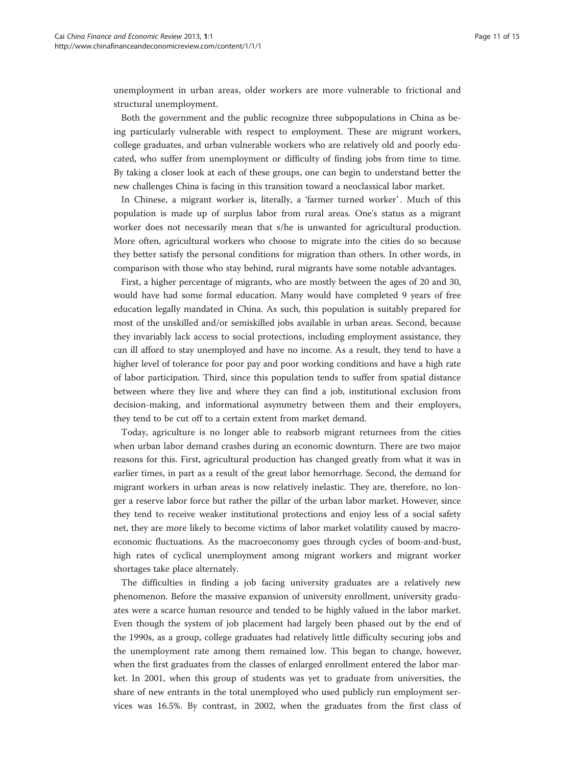unemployment in urban areas, older workers are more vulnerable to frictional and structural unemployment.

Both the government and the public recognize three subpopulations in China as being particularly vulnerable with respect to employment. These are migrant workers, college graduates, and urban vulnerable workers who are relatively old and poorly educated, who suffer from unemployment or difficulty of finding jobs from time to time. By taking a closer look at each of these groups, one can begin to understand better the new challenges China is facing in this transition toward a neoclassical labor market.

In Chinese, a migrant worker is, literally, a 'farmer turned worker'. Much of this population is made up of surplus labor from rural areas. One's status as a migrant worker does not necessarily mean that s/he is unwanted for agricultural production. More often, agricultural workers who choose to migrate into the cities do so because they better satisfy the personal conditions for migration than others. In other words, in comparison with those who stay behind, rural migrants have some notable advantages.

First, a higher percentage of migrants, who are mostly between the ages of 20 and 30, would have had some formal education. Many would have completed 9 years of free education legally mandated in China. As such, this population is suitably prepared for most of the unskilled and/or semiskilled jobs available in urban areas. Second, because they invariably lack access to social protections, including employment assistance, they can ill afford to stay unemployed and have no income. As a result, they tend to have a higher level of tolerance for poor pay and poor working conditions and have a high rate of labor participation. Third, since this population tends to suffer from spatial distance between where they live and where they can find a job, institutional exclusion from decision-making, and informational asymmetry between them and their employers, they tend to be cut off to a certain extent from market demand.

Today, agriculture is no longer able to reabsorb migrant returnees from the cities when urban labor demand crashes during an economic downturn. There are two major reasons for this. First, agricultural production has changed greatly from what it was in earlier times, in part as a result of the great labor hemorrhage. Second, the demand for migrant workers in urban areas is now relatively inelastic. They are, therefore, no longer a reserve labor force but rather the pillar of the urban labor market. However, since they tend to receive weaker institutional protections and enjoy less of a social safety net, they are more likely to become victims of labor market volatility caused by macroeconomic fluctuations. As the macroeconomy goes through cycles of boom-and-bust, high rates of cyclical unemployment among migrant workers and migrant worker shortages take place alternately.

The difficulties in finding a job facing university graduates are a relatively new phenomenon. Before the massive expansion of university enrollment, university graduates were a scarce human resource and tended to be highly valued in the labor market. Even though the system of job placement had largely been phased out by the end of the 1990s, as a group, college graduates had relatively little difficulty securing jobs and the unemployment rate among them remained low. This began to change, however, when the first graduates from the classes of enlarged enrollment entered the labor market. In 2001, when this group of students was yet to graduate from universities, the share of new entrants in the total unemployed who used publicly run employment services was 16.5%. By contrast, in 2002, when the graduates from the first class of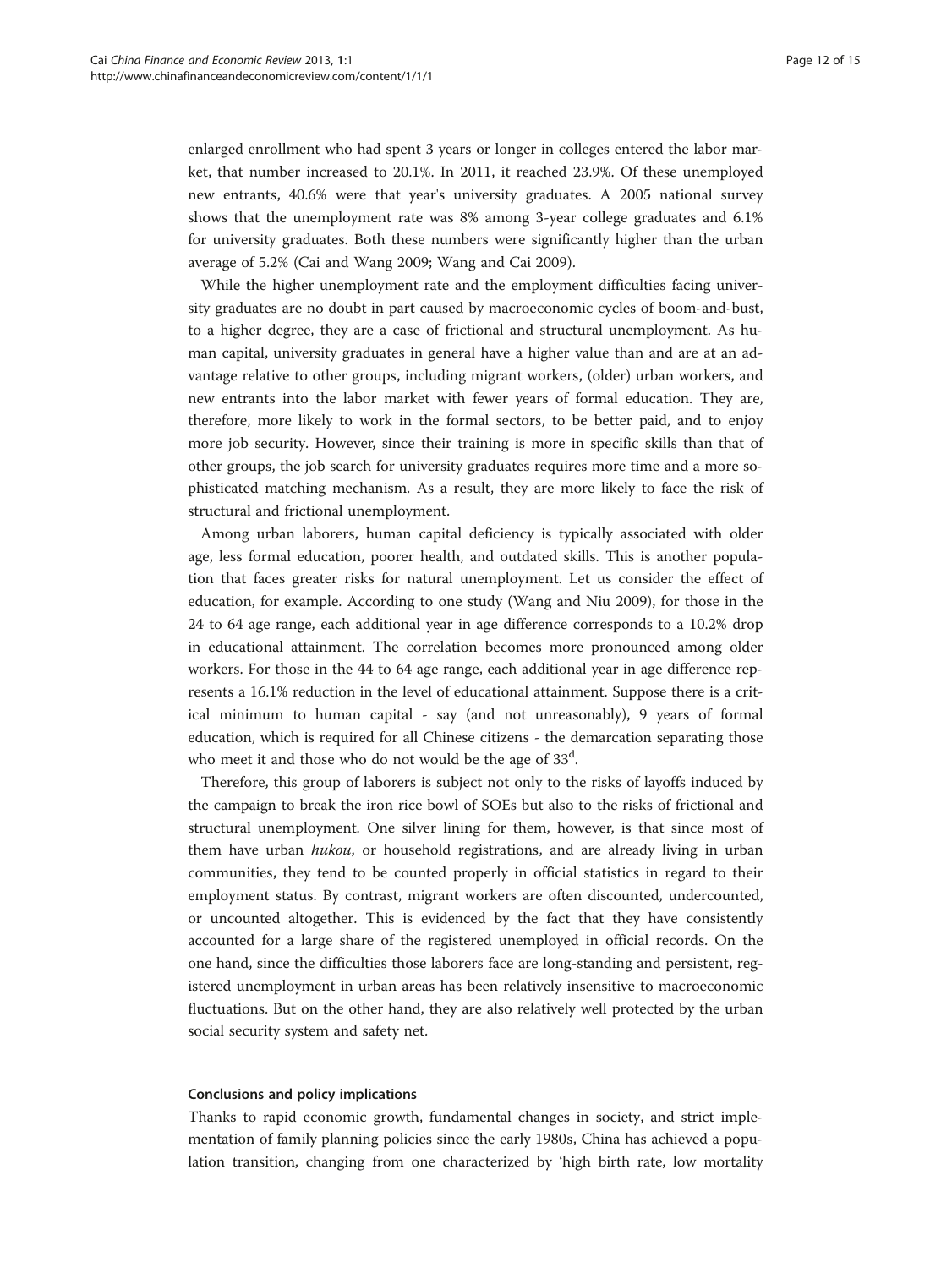enlarged enrollment who had spent 3 years or longer in colleges entered the labor market, that number increased to 20.1%. In 2011, it reached 23.9%. Of these unemployed new entrants, 40.6% were that year's university graduates. A 2005 national survey shows that the unemployment rate was 8% among 3-year college graduates and 6.1% for university graduates. Both these numbers were significantly higher than the urban average of 5.2% (Cai and Wang 2009; Wang and Cai 2009).

While the higher unemployment rate and the employment difficulties facing university graduates are no doubt in part caused by macroeconomic cycles of boom-and-bust, to a higher degree, they are a case of frictional and structural unemployment. As human capital, university graduates in general have a higher value than and are at an advantage relative to other groups, including migrant workers, (older) urban workers, and new entrants into the labor market with fewer years of formal education. They are, therefore, more likely to work in the formal sectors, to be better paid, and to enjoy more job security. However, since their training is more in specific skills than that of other groups, the job search for university graduates requires more time and a more sophisticated matching mechanism. As a result, they are more likely to face the risk of structural and frictional unemployment.

Among urban laborers, human capital deficiency is typically associated with older age, less formal education, poorer health, and outdated skills. This is another population that faces greater risks for natural unemployment. Let us consider the effect of education, for example. According to one study (Wang and Niu 2009), for those in the 24 to 64 age range, each additional year in age difference corresponds to a 10.2% drop in educational attainment. The correlation becomes more pronounced among older workers. For those in the 44 to 64 age range, each additional year in age difference represents a 16.1% reduction in the level of educational attainment. Suppose there is a critical minimum to human capital - say (and not unreasonably), 9 years of formal education, which is required for all Chinese citizens - the demarcation separating those who meet it and those who do not would be the age of 33[d].

Therefore, this group of laborers is subject not only to the risks of layoffs induced by the campaign to break the iron rice bowl of SOEs but also to the risks of frictional and structural unemployment. One silver lining for them, however, is that since most of them have urban *hukou*, or household registrations, and are already living in urban communities, they tend to be counted properly in official statistics in regard to their employment status. By contrast, migrant workers are often discounted, undercounted, or uncounted altogether. This is evidenced by the fact that they have consistently accounted for a large share of the registered unemployed in official records. On the one hand, since the difficulties those laborers face are long-standing and persistent, registered unemployment in urban areas has been relatively insensitive to macroeconomic fluctuations. But on the other hand, they are also relatively well protected by the urban social security system and safety net.

### Conclusions and policy implications

Thanks to rapid economic growth, fundamental changes in society, and strict implementation of family planning policies since the early 1980s, China has achieved a population transition, changing from one characterized by 'high birth rate, low mortality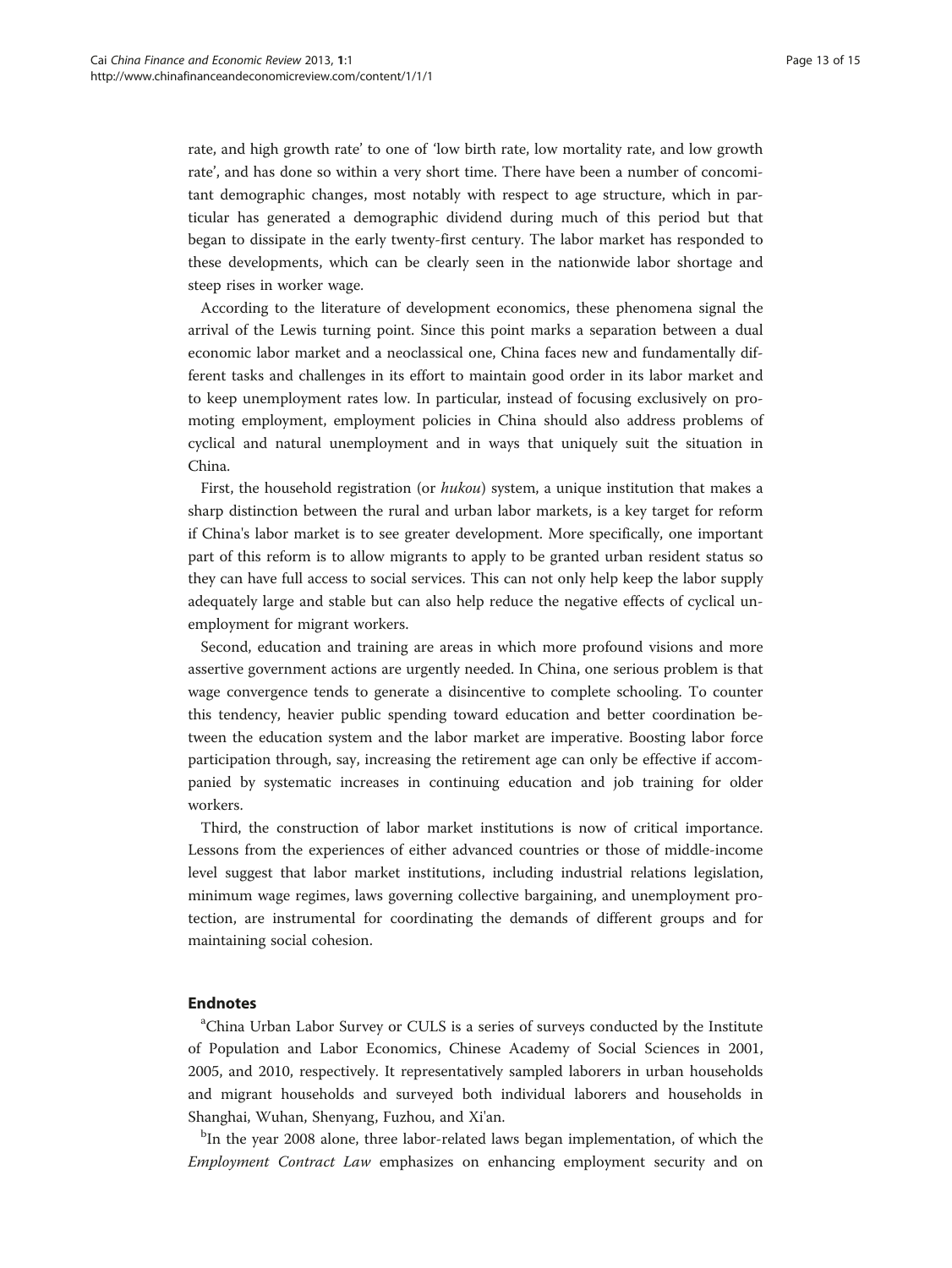rate, and high growth rate' to one of 'low birth rate, low mortality rate, and low growth rate', and has done so within a very short time. There have been a number of concomitant demographic changes, most notably with respect to age structure, which in particular has generated a demographic dividend during much of this period but that began to dissipate in the early twenty-first century. The labor market has responded to these developments, which can be clearly seen in the nationwide labor shortage and steep rises in worker wage.

According to the literature of development economics, these phenomena signal the arrival of the Lewis turning point. Since this point marks a separation between a dual economic labor market and a neoclassical one, China faces new and fundamentally different tasks and challenges in its effort to maintain good order in its labor market and to keep unemployment rates low. In particular, instead of focusing exclusively on promoting employment, employment policies in China should also address problems of cyclical and natural unemployment and in ways that uniquely suit the situation in China.

First, the household registration (or *hukou*) system, a unique institution that makes a sharp distinction between the rural and urban labor markets, is a key target for reform if China's labor market is to see greater development. More specifically, one important part of this reform is to allow migrants to apply to be granted urban resident status so they can have full access to social services. This can not only help keep the labor supply adequately large and stable but can also help reduce the negative effects of cyclical unemployment for migrant workers.

Second, education and training are areas in which more profound visions and more assertive government actions are urgently needed. In China, one serious problem is that wage convergence tends to generate a disincentive to complete schooling. To counter this tendency, heavier public spending toward education and better coordination between the education system and the labor market are imperative. Boosting labor force participation through, say, increasing the retirement age can only be effective if accompanied by systematic increases in continuing education and job training for older workers.

Third, the construction of labor market institutions is now of critical importance. Lessons from the experiences of either advanced countries or those of middle-income level suggest that labor market institutions, including industrial relations legislation, minimum wage regimes, laws governing collective bargaining, and unemployment protection, are instrumental for coordinating the demands of different groups and for maintaining social cohesion.

## Endnotes

[a]China Urban Labor Survey or CULS is a series of surveys conducted by the Institute of Population and Labor Economics, Chinese Academy of Social Sciences in 2001, 2005, and 2010, respectively. It representatively sampled laborers in urban households and migrant households and surveyed both individual laborers and households in Shanghai, Wuhan, Shenyang, Fuzhou, and Xi'an.

[b]In the year 2008 alone, three labor-related laws began implementation, of which the *Employment Contract Law* emphasizes on enhancing employment security and on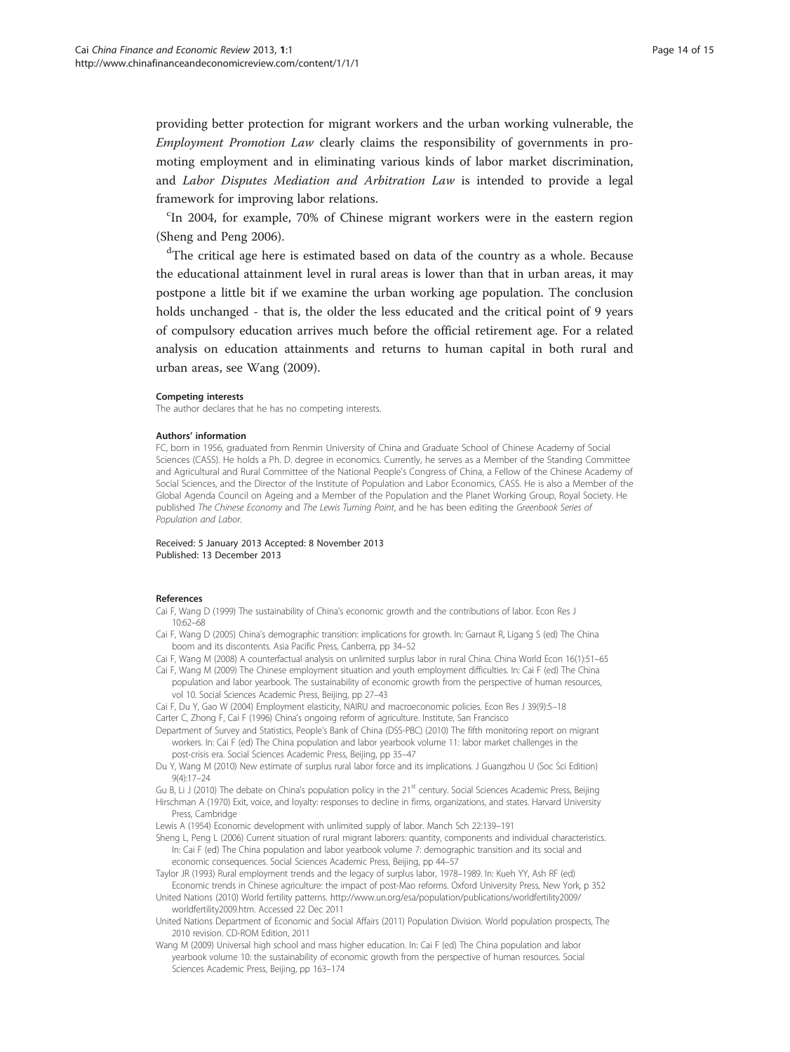providing better protection for migrant workers and the urban working vulnerable, the *Employment Promotion Law* clearly claims the responsibility of governments in promoting employment and in eliminating various kinds of labor market discrimination, and *Labor Disputes Mediation and Arbitration Law* is intended to provide a legal framework for improving labor relations.

[c]In 2004, for example, 70% of Chinese migrant workers were in the eastern region (Sheng and Peng 2006).

[d]The critical age here is estimated based on data of the country as a whole. Because the educational attainment level in rural areas is lower than that in urban areas, it may postpone a little bit if we examine the urban working age population. The conclusion holds unchanged - that is, the older the less educated and the critical point of 9 years of compulsory education arrives much before the official retirement age. For a related analysis on education attainments and returns to human capital in both rural and urban areas, see Wang (2009).

#### Competing interests

The author declares that he has no competing interests.

#### Authors' information

FC, born in 1956, graduated from Renmin University of China and Graduate School of Chinese Academy of Social Sciences (CASS). He holds a Ph. D. degree in economics. Currently, he serves as a Member of the Standing Committee and Agricultural and Rural Committee of the National People's Congress of China, a Fellow of the Chinese Academy of Social Sciences, and the Director of the Institute of Population and Labor Economics, CASS. He is also a Member of the Global Agenda Council on Ageing and a Member of the Population and the Planet Working Group, Royal Society. He published *The Chinese Economy* and *The Lewis Turning Point*, and he has been editing the *Greenbook Series of Population and Labor*.

Received: 5 January 2013 Accepted: 8 November 2013
Published: 13 December 2013

#### References

Cai F, Wang D (1999) The sustainability of China's economic growth and the contributions of labor. Econ Res J 10:62–68

Cai F, Wang D (2005) China's demographic transition: implications for growth. In: Garnaut R, Ligang S (ed) The China boom and its discontents. Asia Pacific Press, Canberra, pp 34–52

Cai F, Wang M (2008) A counterfactual analysis on unlimited surplus labor in rural China. China World Econ 16(1):51–65

Cai F, Wang M (2009) The Chinese employment situation and youth employment difficulties. In: Cai F (ed) The China population and labor yearbook. The sustainability of economic growth from the perspective of human resources, vol 10. Social Sciences Academic Press, Beijing, pp 27–43

Cai F, Du Y, Gao W (2004) Employment elasticity, NAIRU and macroeconomic policies. Econ Res J 39(9):5–18

Carter C, Zhong F, Cai F (1996) China's ongoing reform of agriculture. Institute, San Francisco

Department of Survey and Statistics, People's Bank of China (DSS-PBC) (2010) The fifth monitoring report on migrant workers. In: Cai F (ed) The China population and labor yearbook volume 11: labor market challenges in the post-crisis era. Social Sciences Academic Press, Beijing, pp 35–47

Du Y, Wang M (2010) New estimate of surplus rural labor force and its implications. J Guangzhou U (Soc Sci Edition) 9(4):17–24

Gu B, Li J (2010) The debate on China's population policy in the 21st century. Social Sciences Academic Press, Beijing

Hirschman A (1970) Exit, voice, and loyalty: responses to decline in firms, organizations, and states. Harvard University Press, Cambridge

Lewis A (1954) Economic development with unlimited supply of labor. Manch Sch 22:139–191

Sheng L, Peng L (2006) Current situation of rural migrant laborers: quantity, components and individual characteristics. In: Cai F (ed) The China population and labor yearbook volume 7: demographic transition and its social and economic consequences. Social Sciences Academic Press, Beijing, pp 44–57

Taylor JR (1993) Rural employment trends and the legacy of surplus labor, 1978–1989. In: Kueh YY, Ash RF (ed) Economic trends in Chinese agriculture: the impact of post-Mao reforms. Oxford University Press, New York, p 352

United Nations (2010) World fertility patterns. http://www.un.org/esa/population/publications/worldfertility2009/worldfertility2009.htm. Accessed 22 Dec 2011

United Nations Department of Economic and Social Affairs (2011) Population Division. World population prospects, The 2010 revision. CD-ROM Edition, 2011

Wang M (2009) Universal high school and mass higher education. In: Cai F (ed) The China population and labor yearbook volume 10: the sustainability of economic growth from the perspective of human resources. Social Sciences Academic Press, Beijing, pp 163–174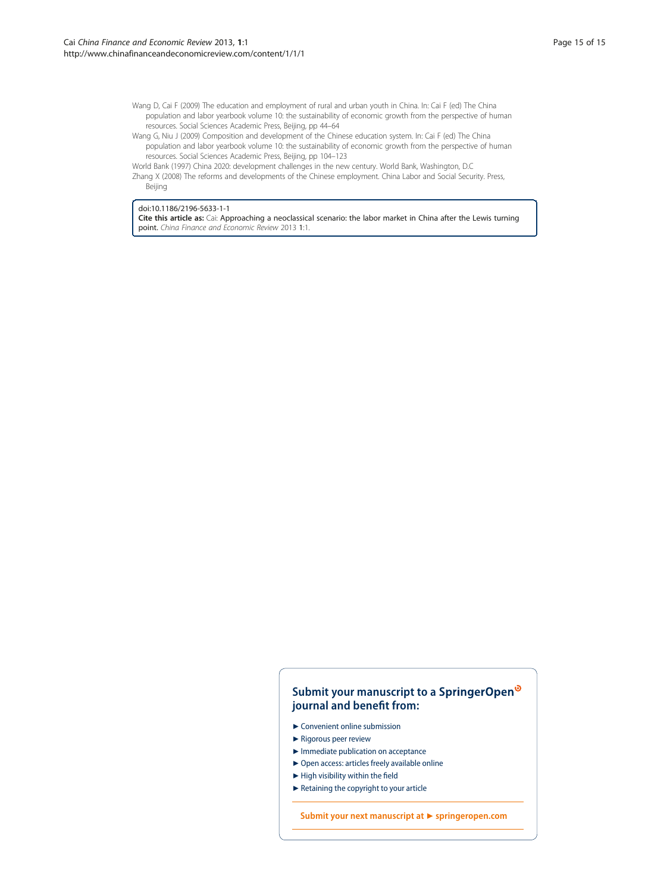Wang D, Cai F (2009) The education and employment of rural and urban youth in China. In: Cai F (ed) The China population and labor yearbook volume 10: the sustainability of economic growth from the perspective of human resources. Social Sciences Academic Press, Beijing, pp 44–64

Wang G, Niu J (2009) Composition and development of the Chinese education system. In: Cai F (ed) The China population and labor yearbook volume 10: the sustainability of economic growth from the perspective of human resources. Social Sciences Academic Press, Beijing, pp 104–123

World Bank (1997) China 2020: development challenges in the new century. World Bank, Washington, D.C

Zhang X (2008) The reforms and developments of the Chinese employment. China Labor and Social Security. Press, Beijing

doi:10.1186/2196-5633-1-1

**Cite this article as:** Cai: Approaching a neoclassical scenario: the labor market in China after the Lewis turning point. *China Finance and Economic Review* 2013 **1**:1.

**Submit your manuscript to a SpringerOpen journal and benefit from:**

- ► Convenient online submission
- ► Rigorous peer review
- ► Immediate publication on acceptance
- ► Open access: articles freely available online
- ► High visibility within the field
- ► Retaining the copyright to your article

**Submit your next manuscript at ► springeropen.com**